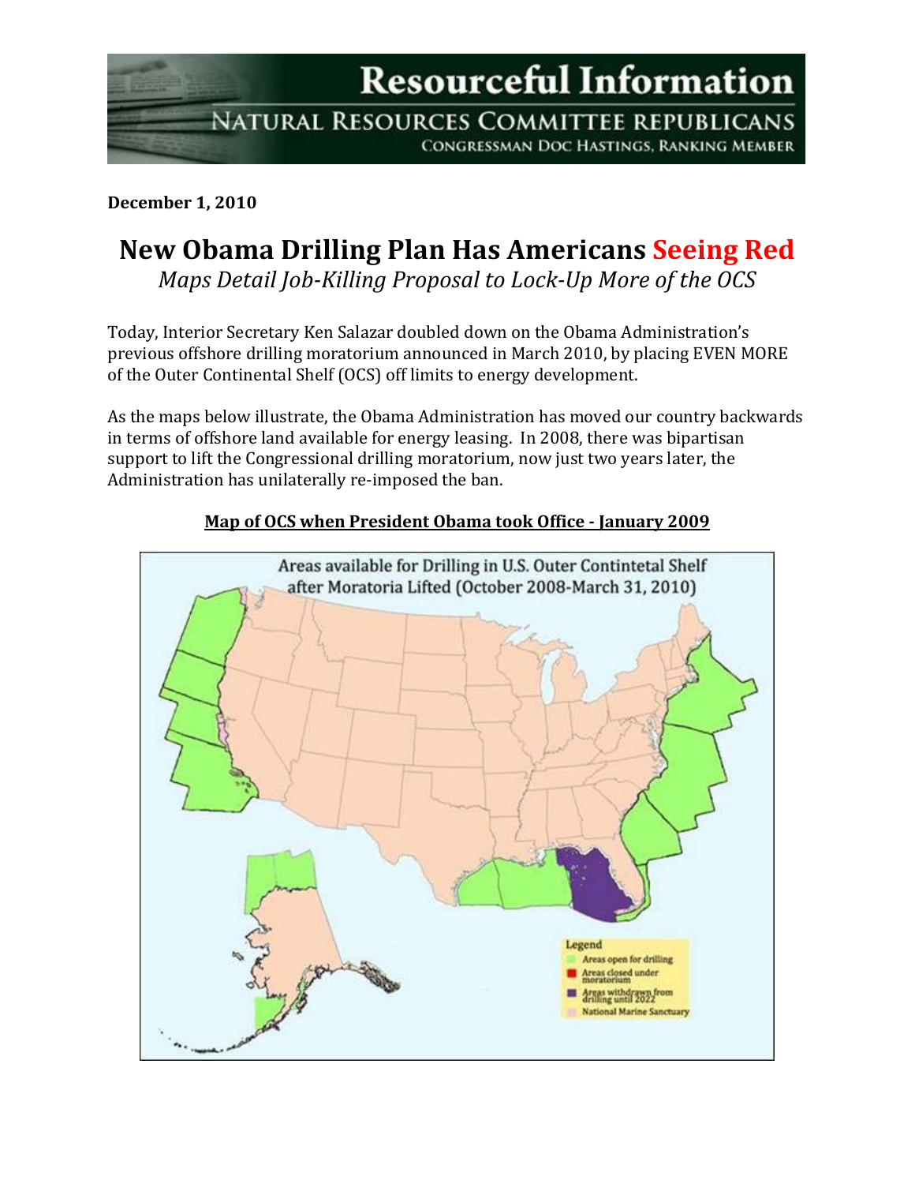# Resourceful Information

## Natural Resources Committee Republicans

Congressman Doc Hastings, Ranking Member

**December 1, 2010**

# New Obama Drilling Plan Has Americans Seeing Red

*Maps Detail Job-Killing Proposal to Lock-Up More of the OCS*

Today, Interior Secretary Ken Salazar doubled down on the Obama Administration's previous offshore drilling moratorium announced in March 2010, by placing EVEN MORE of the Outer Continental Shelf (OCS) off limits to energy development.

As the maps below illustrate, the Obama Administration has moved our country backwards in terms of offshore land available for energy leasing. In 2008, there was bipartisan support to lift the Congressional drilling moratorium, now just two years later, the Administration has unilaterally re-imposed the ban.

**Map of OCS when President Obama took Office - January 2009**

Areas available for Drilling in U.S. Outer Contintetal Shelf after Moratoria Lifted (October 2008-March 31, 2010)

Legend
- Areas open for drilling
- Areas closed under moratorium
- Areas withdrawn from drilling until 2022
- National Marine Sanctuary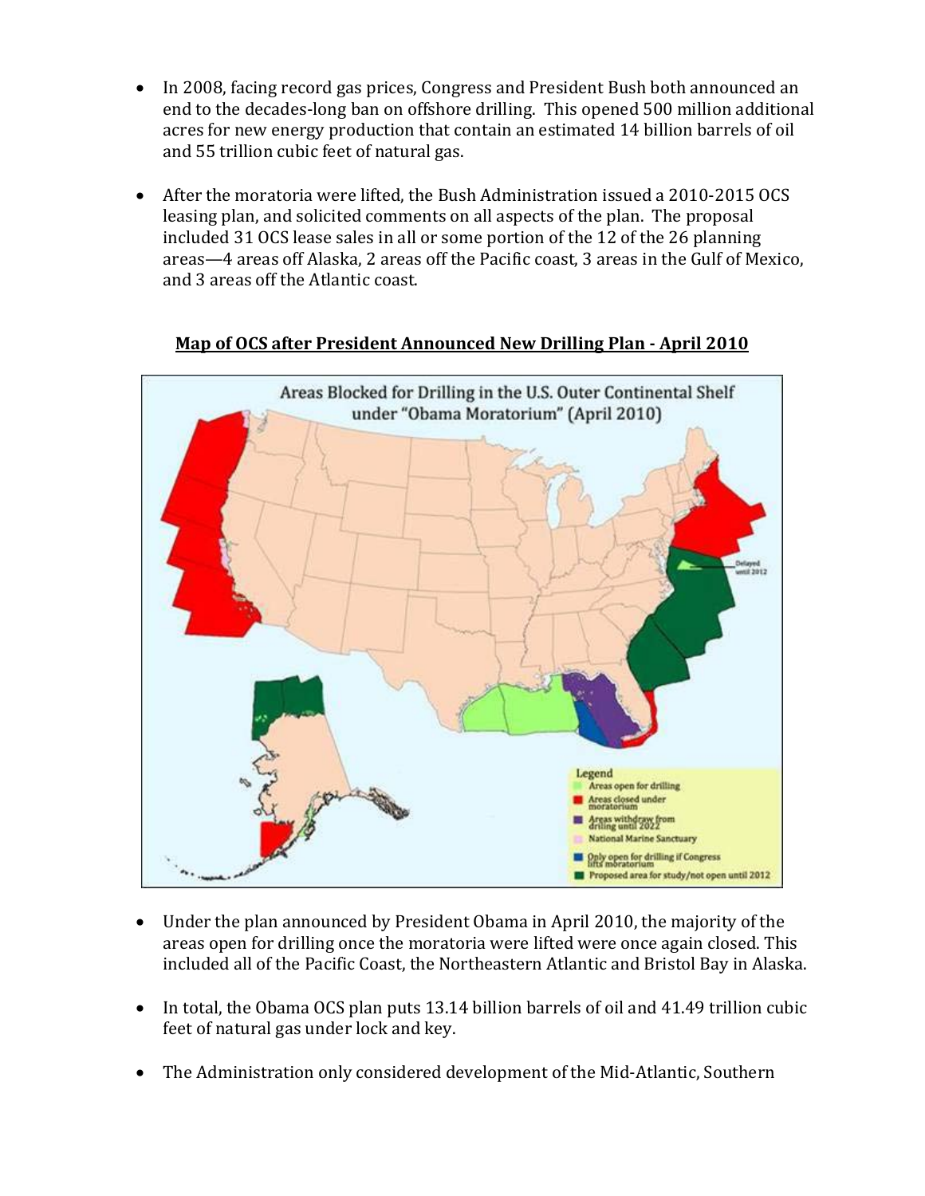- In 2008, facing record gas prices, Congress and President Bush both announced an end to the decades-long ban on offshore drilling. This opened 500 million additional acres for new energy production that contain an estimated 14 billion barrels of oil and 55 trillion cubic feet of natural gas.

- After the moratoria were lifted, the Bush Administration issued a 2010-2015 OCS leasing plan, and solicited comments on all aspects of the plan. The proposal included 31 OCS lease sales in all or some portion of the 12 of the 26 planning areas—4 areas off Alaska, 2 areas off the Pacific coast, 3 areas in the Gulf of Mexico, and 3 areas off the Atlantic coast.

**Map of OCS after President Announced New Drilling Plan - April 2010**

- Under the plan announced by President Obama in April 2010, the majority of the areas open for drilling once the moratoria were lifted were once again closed. This included all of the Pacific Coast, the Northeastern Atlantic and Bristol Bay in Alaska.

- In total, the Obama OCS plan puts 13.14 billion barrels of oil and 41.49 trillion cubic feet of natural gas under lock and key.

- The Administration only considered development of the Mid-Atlantic, Southern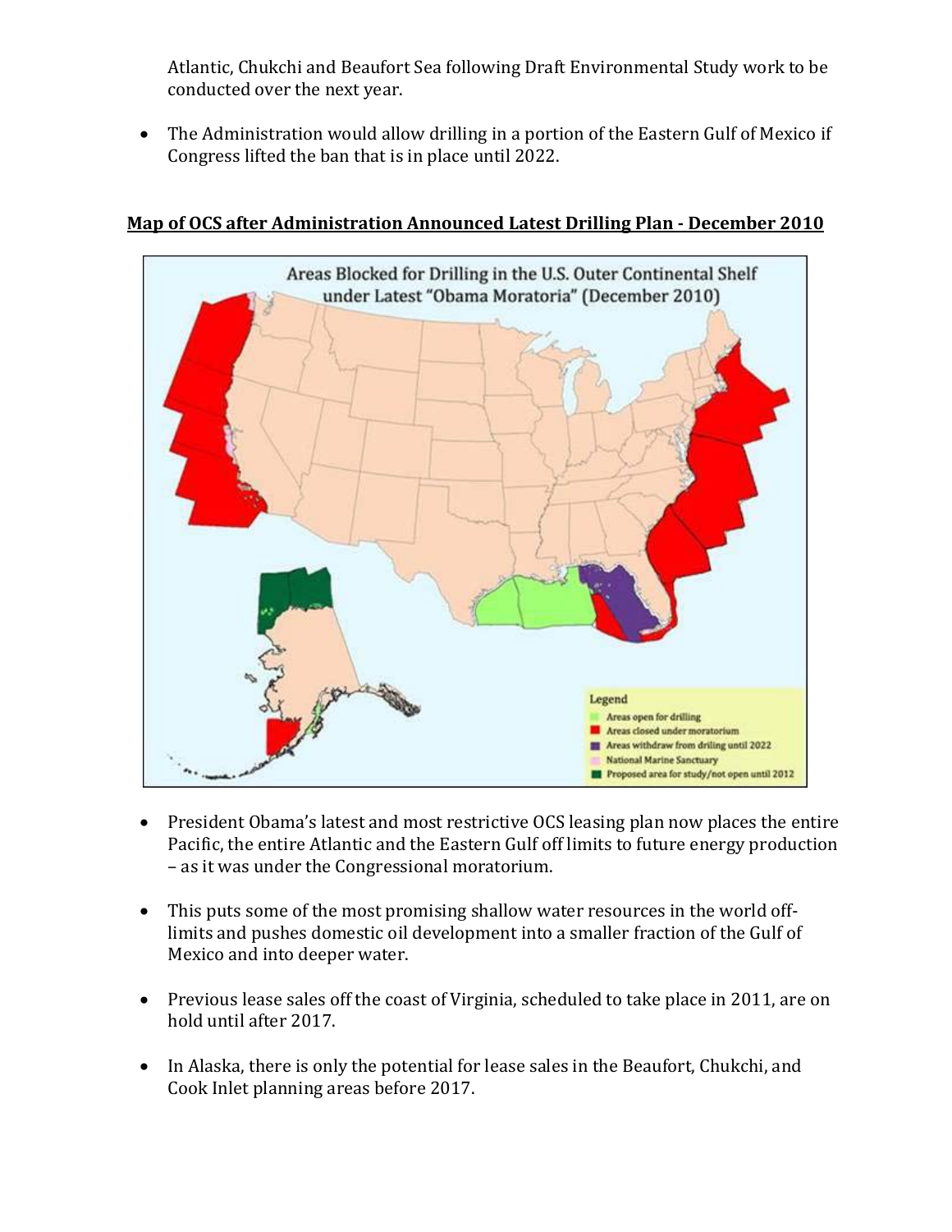Atlantic, Chukchi and Beaufort Sea following Draft Environmental Study work to be conducted over the next year.

- The Administration would allow drilling in a portion of the Eastern Gulf of Mexico if Congress lifted the ban that is in place until 2022.

**<u>Map of OCS after Administration Announced Latest Drilling Plan - December 2010</u>**

Areas Blocked for Drilling in the U.S. Outer Continental Shelf under Latest "Obama Moratoria" (December 2010)

Legend
- Areas open for drilling
- Areas closed under moratorium
- Areas withdraw from driling until 2022
- National Marine Sanctuary
- Proposed area for study/not open until 2012

- President Obama's latest and most restrictive OCS leasing plan now places the entire Pacific, the entire Atlantic and the Eastern Gulf off limits to future energy production – as it was under the Congressional moratorium.

- This puts some of the most promising shallow water resources in the world off-limits and pushes domestic oil development into a smaller fraction of the Gulf of Mexico and into deeper water.

- Previous lease sales off the coast of Virginia, scheduled to take place in 2011, are on hold until after 2017.

- In Alaska, there is only the potential for lease sales in the Beaufort, Chukchi, and Cook Inlet planning areas before 2017.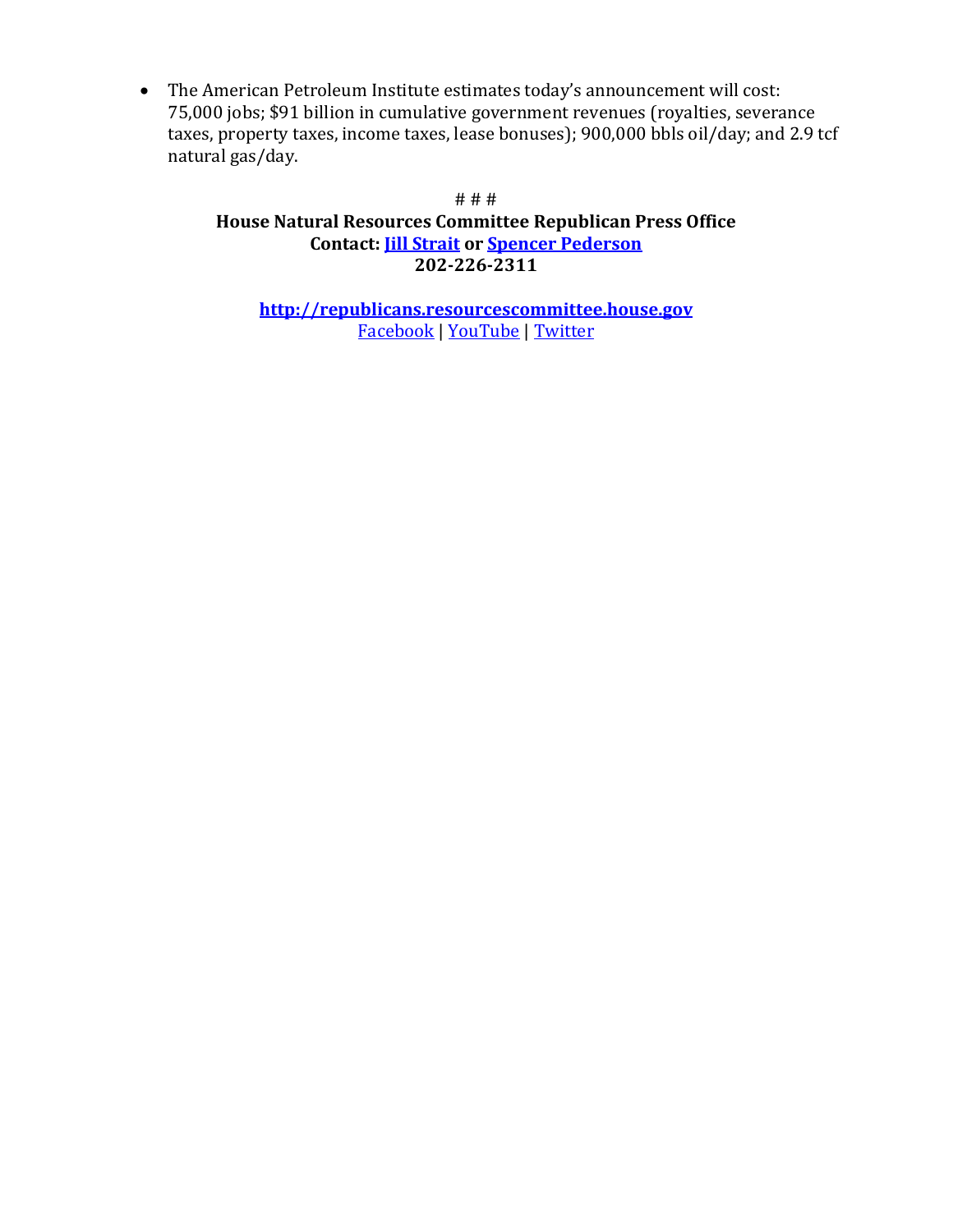- The American Petroleum Institute estimates today's announcement will cost: 75,000 jobs; $91 billion in cumulative government revenues (royalties, severance taxes, property taxes, income taxes, lease bonuses); 900,000 bbls oil/day; and 2.9 tcf natural gas/day.

# # #

**House Natural Resources Committee Republican Press Office**
**Contact: [Jill Strait]() or [Spencer Pederson]()**
**202-226-2311**

**[http://republicans.resourcescommittee.house.gov](http://republicans.resourcescommittee.house.gov)**
[Facebook]() | [YouTube]() | [Twitter]()